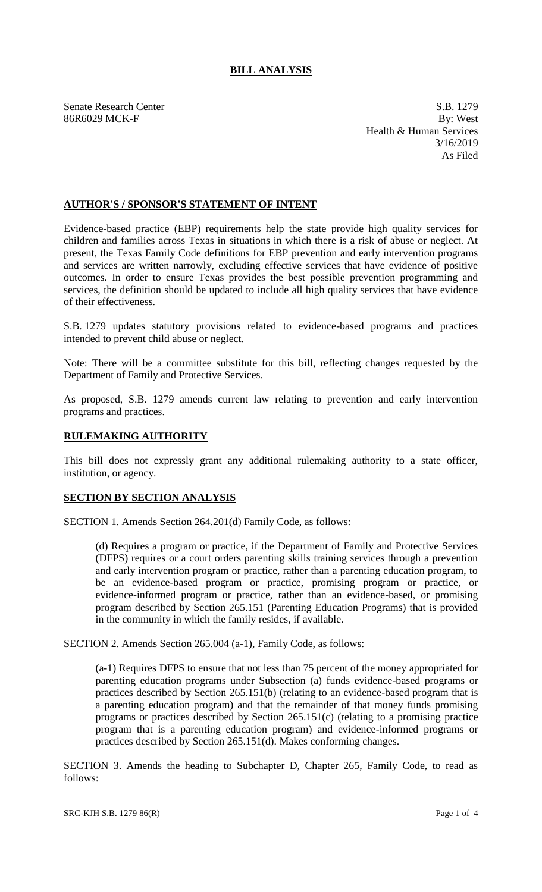# BILL ANALYSIS

Senate Research Center
86R6029 MCK-F

S.B. 1279
By: West
Health & Human Services
3/16/2019
As Filed

## AUTHOR'S / SPONSOR'S STATEMENT OF INTENT

Evidence-based practice (EBP) requirements help the state provide high quality services for children and families across Texas in situations in which there is a risk of abuse or neglect. At present, the Texas Family Code definitions for EBP prevention and early intervention programs and services are written narrowly, excluding effective services that have evidence of positive outcomes. In order to ensure Texas provides the best possible prevention programming and services, the definition should be updated to include all high quality services that have evidence of their effectiveness.

S.B. 1279 updates statutory provisions related to evidence-based programs and practices intended to prevent child abuse or neglect.

Note: There will be a committee substitute for this bill, reflecting changes requested by the Department of Family and Protective Services.

As proposed, S.B. 1279 amends current law relating to prevention and early intervention programs and practices.

## RULEMAKING AUTHORITY

This bill does not expressly grant any additional rulemaking authority to a state officer, institution, or agency.

## SECTION BY SECTION ANALYSIS

SECTION 1. Amends Section 264.201(d) Family Code, as follows:

(d) Requires a program or practice, if the Department of Family and Protective Services (DFPS) requires or a court orders parenting skills training services through a prevention and early intervention program or practice, rather than a parenting education program, to be an evidence-based program or practice, promising program or practice, or evidence-informed program or practice, rather than an evidence-based, or promising program described by Section 265.151 (Parenting Education Programs) that is provided in the community in which the family resides, if available.

SECTION 2. Amends Section 265.004 (a-1), Family Code, as follows:

(a-1) Requires DFPS to ensure that not less than 75 percent of the money appropriated for parenting education programs under Subsection (a) funds evidence-based programs or practices described by Section 265.151(b) (relating to an evidence-based program that is a parenting education program) and that the remainder of that money funds promising programs or practices described by Section 265.151(c) (relating to a promising practice program that is a parenting education program) and evidence-informed programs or practices described by Section 265.151(d). Makes conforming changes.

SECTION 3. Amends the heading to Subchapter D, Chapter 265, Family Code, to read as follows: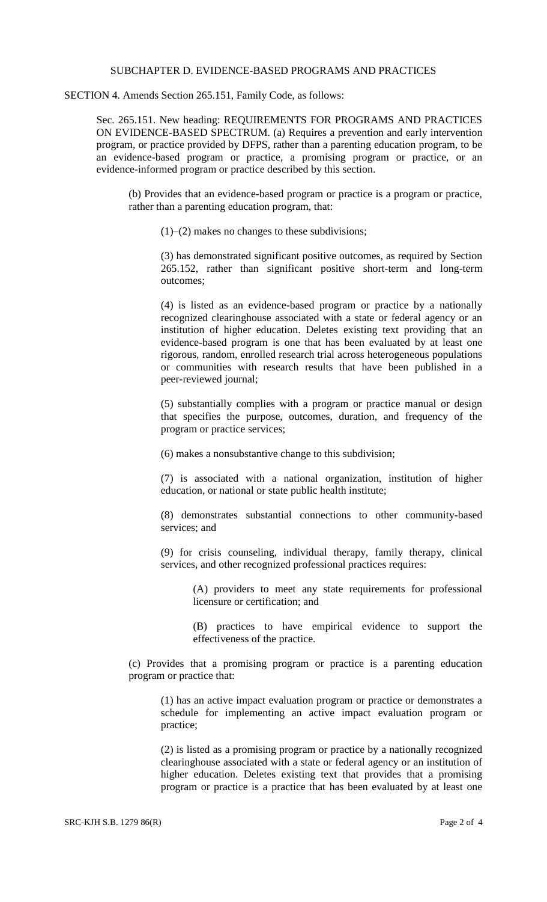SUBCHAPTER D. EVIDENCE-BASED PROGRAMS AND PRACTICES

SECTION 4. Amends Section 265.151, Family Code, as follows:

Sec. 265.151. New heading: REQUIREMENTS FOR PROGRAMS AND PRACTICES ON EVIDENCE-BASED SPECTRUM. (a) Requires a prevention and early intervention program, or practice provided by DFPS, rather than a parenting education program, to be an evidence-based program or practice, a promising program or practice, or an evidence-informed program or practice described by this section.

(b) Provides that an evidence-based program or practice is a program or practice, rather than a parenting education program, that:

(1)–(2) makes no changes to these subdivisions;

(3) has demonstrated significant positive outcomes, as required by Section 265.152, rather than significant positive short-term and long-term outcomes;

(4) is listed as an evidence-based program or practice by a nationally recognized clearinghouse associated with a state or federal agency or an institution of higher education. Deletes existing text providing that an evidence-based program is one that has been evaluated by at least one rigorous, random, enrolled research trial across heterogeneous populations or communities with research results that have been published in a peer-reviewed journal;

(5) substantially complies with a program or practice manual or design that specifies the purpose, outcomes, duration, and frequency of the program or practice services;

(6) makes a nonsubstantive change to this subdivision;

(7) is associated with a national organization, institution of higher education, or national or state public health institute;

(8) demonstrates substantial connections to other community-based services; and

(9) for crisis counseling, individual therapy, family therapy, clinical services, and other recognized professional practices requires:

(A) providers to meet any state requirements for professional licensure or certification; and

(B) practices to have empirical evidence to support the effectiveness of the practice.

(c) Provides that a promising program or practice is a parenting education program or practice that:

(1) has an active impact evaluation program or practice or demonstrates a schedule for implementing an active impact evaluation program or practice;

(2) is listed as a promising program or practice by a nationally recognized clearinghouse associated with a state or federal agency or an institution of higher education. Deletes existing text that provides that a promising program or practice is a practice that has been evaluated by at least one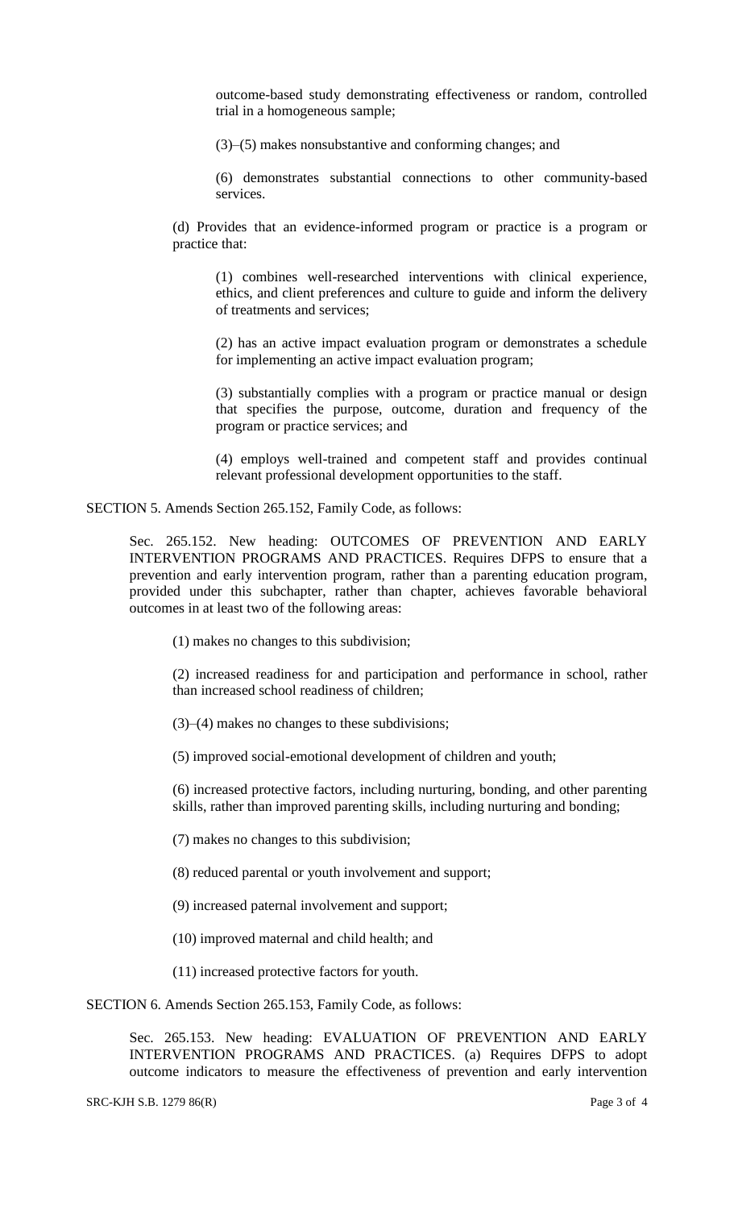outcome-based study demonstrating effectiveness or random, controlled trial in a homogeneous sample;

(3)–(5) makes nonsubstantive and conforming changes; and

(6) demonstrates substantial connections to other community-based services.

(d) Provides that an evidence-informed program or practice is a program or practice that:

(1) combines well-researched interventions with clinical experience, ethics, and client preferences and culture to guide and inform the delivery of treatments and services;

(2) has an active impact evaluation program or demonstrates a schedule for implementing an active impact evaluation program;

(3) substantially complies with a program or practice manual or design that specifies the purpose, outcome, duration and frequency of the program or practice services; and

(4) employs well-trained and competent staff and provides continual relevant professional development opportunities to the staff.

SECTION 5. Amends Section 265.152, Family Code, as follows:

Sec. 265.152. New heading: OUTCOMES OF PREVENTION AND EARLY INTERVENTION PROGRAMS AND PRACTICES. Requires DFPS to ensure that a prevention and early intervention program, rather than a parenting education program, provided under this subchapter, rather than chapter, achieves favorable behavioral outcomes in at least two of the following areas:

(1) makes no changes to this subdivision;

(2) increased readiness for and participation and performance in school, rather than increased school readiness of children;

(3)–(4) makes no changes to these subdivisions;

(5) improved social-emotional development of children and youth;

(6) increased protective factors, including nurturing, bonding, and other parenting skills, rather than improved parenting skills, including nurturing and bonding;

(7) makes no changes to this subdivision;

(8) reduced parental or youth involvement and support;

(9) increased paternal involvement and support;

(10) improved maternal and child health; and

(11) increased protective factors for youth.

SECTION 6. Amends Section 265.153, Family Code, as follows:

Sec. 265.153. New heading: EVALUATION OF PREVENTION AND EARLY INTERVENTION PROGRAMS AND PRACTICES. (a) Requires DFPS to adopt outcome indicators to measure the effectiveness of prevention and early intervention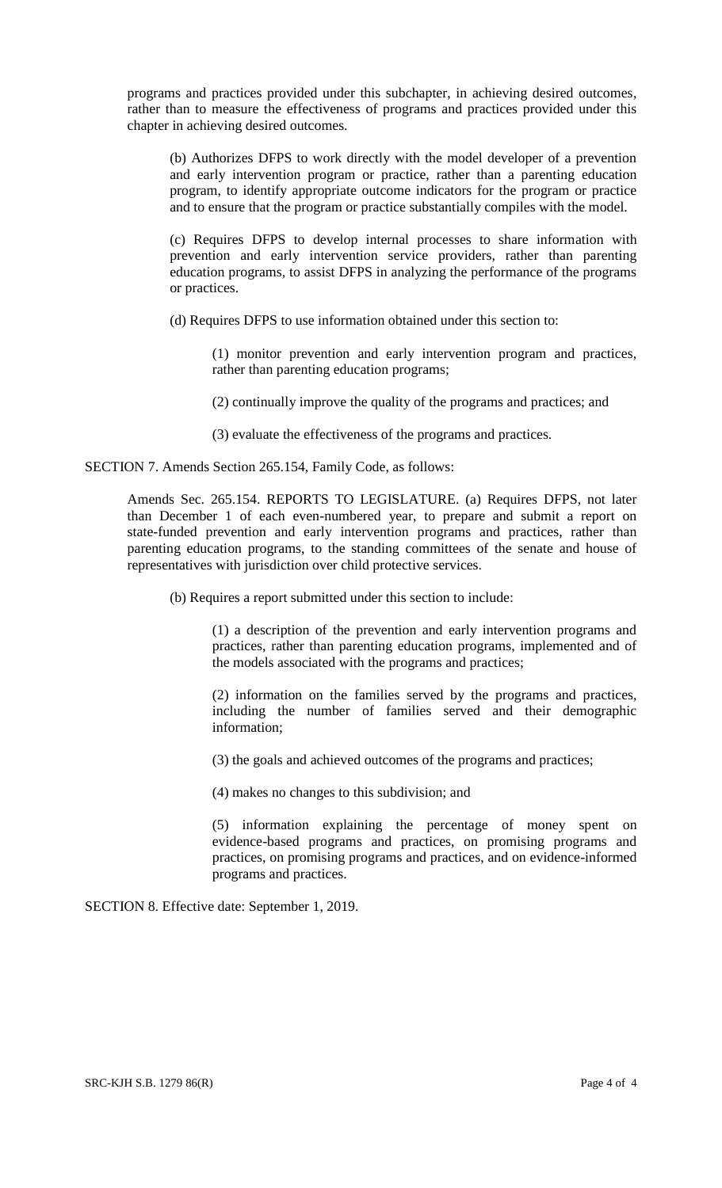programs and practices provided under this subchapter, in achieving desired outcomes, rather than to measure the effectiveness of programs and practices provided under this chapter in achieving desired outcomes.

(b) Authorizes DFPS to work directly with the model developer of a prevention and early intervention program or practice, rather than a parenting education program, to identify appropriate outcome indicators for the program or practice and to ensure that the program or practice substantially compiles with the model.

(c) Requires DFPS to develop internal processes to share information with prevention and early intervention service providers, rather than parenting education programs, to assist DFPS in analyzing the performance of the programs or practices.

(d) Requires DFPS to use information obtained under this section to:

(1) monitor prevention and early intervention program and practices, rather than parenting education programs;

(2) continually improve the quality of the programs and practices; and

(3) evaluate the effectiveness of the programs and practices.

SECTION 7. Amends Section 265.154, Family Code, as follows:

Amends Sec. 265.154. REPORTS TO LEGISLATURE. (a) Requires DFPS, not later than December 1 of each even-numbered year, to prepare and submit a report on state-funded prevention and early intervention programs and practices, rather than parenting education programs, to the standing committees of the senate and house of representatives with jurisdiction over child protective services.

(b) Requires a report submitted under this section to include:

(1) a description of the prevention and early intervention programs and practices, rather than parenting education programs, implemented and of the models associated with the programs and practices;

(2) information on the families served by the programs and practices, including the number of families served and their demographic information;

(3) the goals and achieved outcomes of the programs and practices;

(4) makes no changes to this subdivision; and

(5) information explaining the percentage of money spent on evidence-based programs and practices, on promising programs and practices, on promising programs and practices, and on evidence-informed programs and practices.

SECTION 8. Effective date: September 1, 2019.